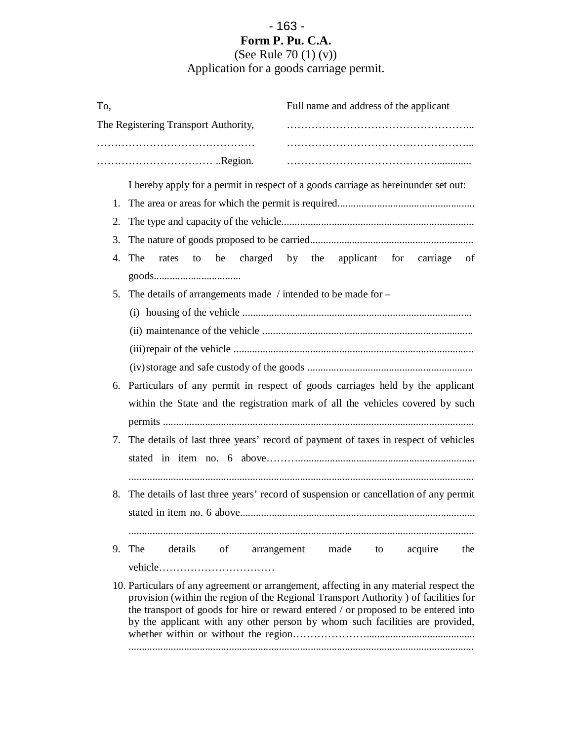**Form P. Pu. C.A.**

(See Rule 70 (1) (v))

Application for a goods carriage permit.

To,

The Registering Transport Authority,

………………………………………

…………………………… ..Region.

Full name and address of the applicant

……………………………………………..

……………………………………………..

……………………………………..............

I hereby apply for a permit in respect of a goods carriage as hereinunder set out:

1. The area or areas for which the permit is required....................................................
2. The type and capacity of the vehicle.........................................................................
3. The nature of goods proposed to be carried.............................................................
4. The rates to be charged by the applicant for carriage of goods................................
5. The details of arrangements made / intended to be made for –
   (i) housing of the vehicle ......................................................................................
   (ii) maintenance of the vehicle ...............................................................................
   (iii) repair of the vehicle ..........................................................................................
   (iv) storage and safe custody of the goods ..............................................................
6. Particulars of any permit in respect of goods carriages held by the applicant within the State and the registration mark of all the vehicles covered by such permits .....................................................................................................................
7. The details of last three years' record of payment of taxes in respect of vehicles stated in item no. 6 above………...................................................................
   ..................................................................................................................................
8. The details of last three years' record of suspension or cancellation of any permit stated in item no. 6 above........................................................................................
   ..................................................................................................................................
9. The details of arrangement made to acquire the vehicle……………………………
10. Particulars of any agreement or arrangement, affecting in any material respect the provision (within the region of the Regional Transport Authority ) of facilities for the transport of goods for hire or reward entered / or proposed to be entered into by the applicant with any other person by whom such facilities are provided, whether within or without the region…………………........................................
    ..................................................................................................................................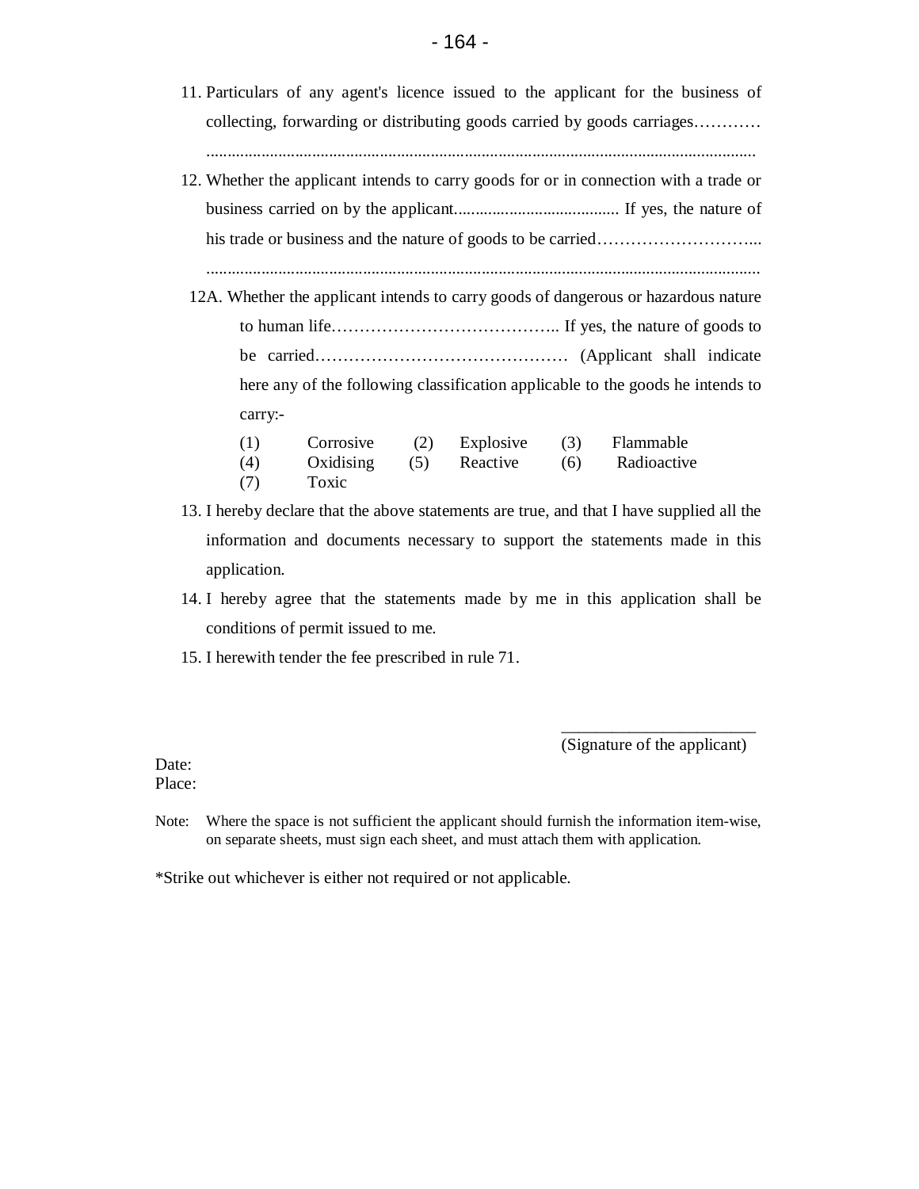11. Particulars of any agent's licence issued to the applicant for the business of collecting, forwarding or distributing goods carried by goods carriages…………
    ...................................................................................................................................

12. Whether the applicant intends to carry goods for or in connection with a trade or business carried on by the applicant....................................... If yes, the nature of his trade or business and the nature of goods to be carried………………………...
    ...................................................................................................................................

12A. Whether the applicant intends to carry goods of dangerous or hazardous nature to human life………………………………….. If yes, the nature of goods to be carried……………………………………… (Applicant shall indicate here any of the following classification applicable to the goods he intends to carry:-

| | | | | | |
|---|---|---|---|---|---|
| (1) | Corrosive | (2) | Explosive | (3) | Flammable |
| (4) | Oxidising | (5) | Reactive | (6) | Radioactive |
| (7) | Toxic | | | | |

13. I hereby declare that the above statements are true, and that I have supplied all the information and documents necessary to support the statements made in this application.

14. I hereby agree that the statements made by me in this application shall be conditions of permit issued to me.

15. I herewith tender the fee prescribed in rule 71.

_______________________

(Signature of the applicant)

Date:

Place:

Note: Where the space is not sufficient the applicant should furnish the information item-wise, on separate sheets, must sign each sheet, and must attach them with application.

*Strike out whichever is either not required or not applicable.